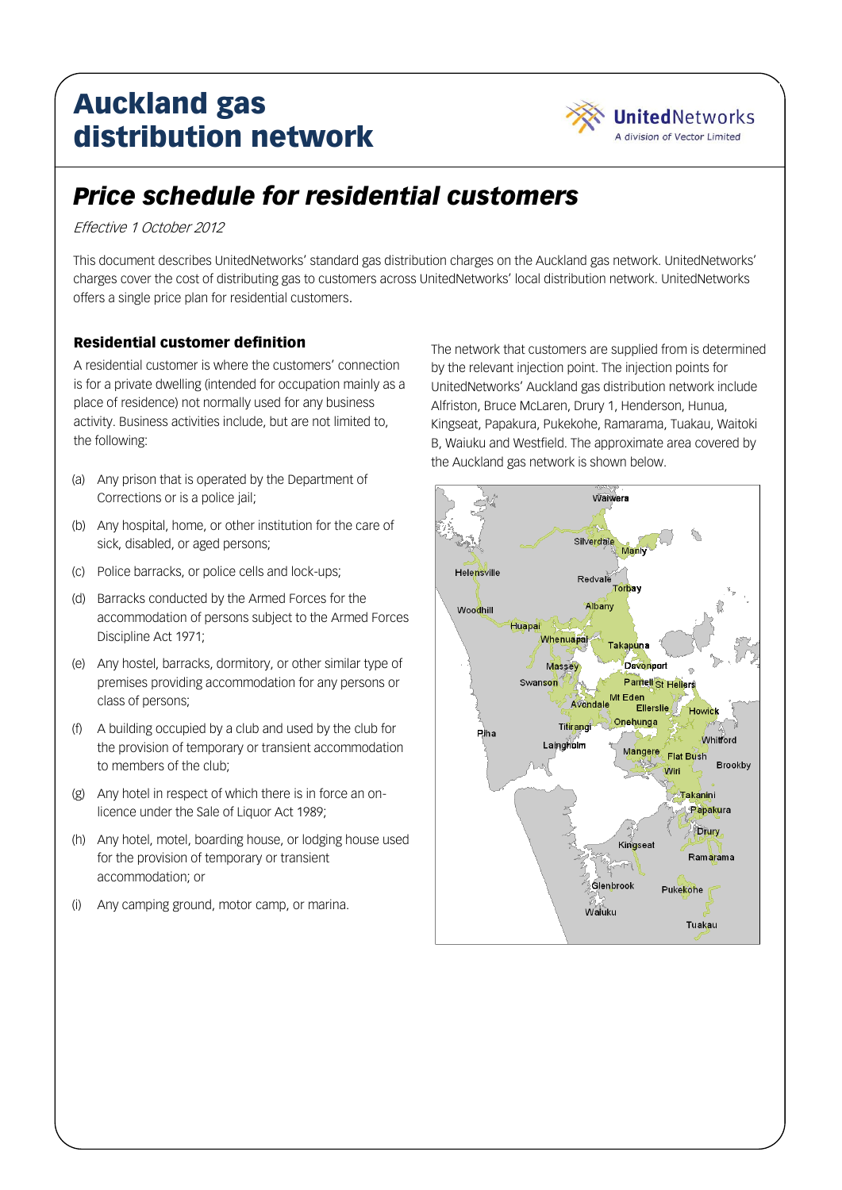# Auckland gas distribution network

UnitedNetworks
A division of Vector Limited

## *Price schedule for residential customers*

*Effective 1 October 2012*

This document describes UnitedNetworks' standard gas distribution charges on the Auckland gas network. UnitedNetworks' charges cover the cost of distributing gas to customers across UnitedNetworks' local distribution network. UnitedNetworks offers a single price plan for residential customers.

### Residential customer definition

A residential customer is where the customers' connection is for a private dwelling (intended for occupation mainly as a place of residence) not normally used for any business activity. Business activities include, but are not limited to, the following:

(a) Any prison that is operated by the Department of Corrections or is a police jail;

(b) Any hospital, home, or other institution for the care of sick, disabled, or aged persons;

(c) Police barracks, or police cells and lock-ups;

(d) Barracks conducted by the Armed Forces for the accommodation of persons subject to the Armed Forces Discipline Act 1971;

(e) Any hostel, barracks, dormitory, or other similar type of premises providing accommodation for any persons or class of persons;

(f) A building occupied by a club and used by the club for the provision of temporary or transient accommodation to members of the club;

(g) Any hotel in respect of which there is in force an on-licence under the Sale of Liquor Act 1989;

(h) Any hotel, motel, boarding house, or lodging house used for the provision of temporary or transient accommodation; or

(i) Any camping ground, motor camp, or marina.

The network that customers are supplied from is determined by the relevant injection point. The injection points for UnitedNetworks' Auckland gas distribution network include Alfriston, Bruce McLaren, Drury 1, Henderson, Hunua, Kingseat, Papakura, Pukekohe, Ramarama, Tuakau, Waitoki B, Waiuku and Westfield. The approximate area covered by the Auckland gas network is shown below.

Waiwera
Silverdale
Manly
Helensville
Redvale
Torbay
Albany
Woodhill
Huapai
Whenuapai
Takapuna
Massey
Devonport
Swanson
Parnell
St Heliers
Mt Eden
Avondale
Ellerslie
Howick
Onehunga
Titirangi
Piha
Laingholm
Whitford
Mangere
Flat Bush
Wiri
Brookby
Takanini
Papakura
Drury
Kingseat
Ramarama
Glenbrook
Pukekohe
Waiuku
Tuakau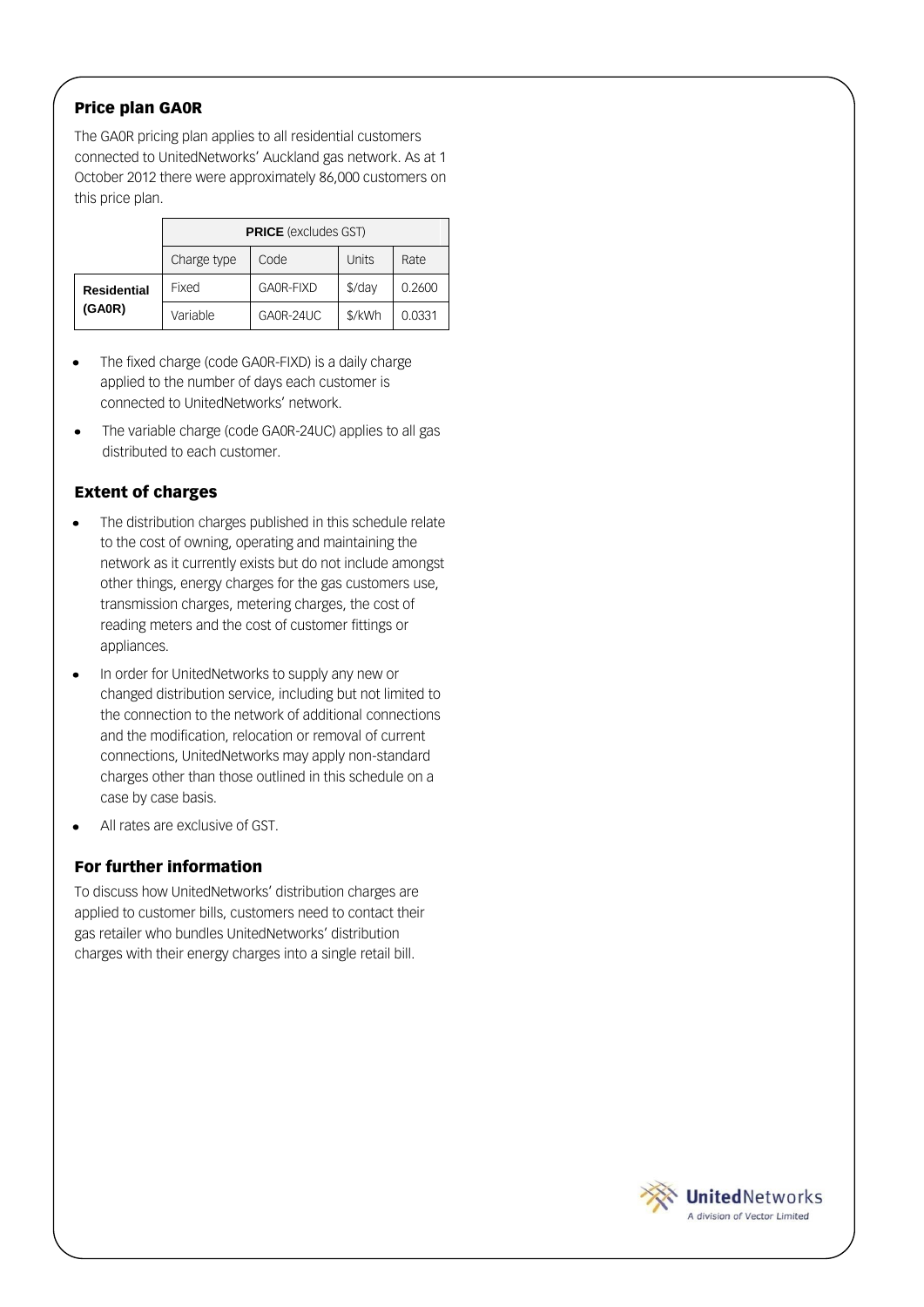### Price plan GA0R

The GA0R pricing plan applies to all residential customers connected to UnitedNetworks' Auckland gas network. As at 1 October 2012 there were approximately 86,000 customers on this price plan.

| | **PRICE** (excludes GST) | | | |
|---|---|---|---|---|
| | Charge type | Code | Units | Rate |
| **Residential (GA0R)** | Fixed | GA0R-FIXD | $/day | 0.2600 |
| | Variable | GA0R-24UC | $/kWh | 0.0331 |

- The fixed charge (code GA0R-FIXD) is a daily charge applied to the number of days each customer is connected to UnitedNetworks' network.
- The variable charge (code GA0R-24UC) applies to all gas distributed to each customer.

### Extent of charges

- The distribution charges published in this schedule relate to the cost of owning, operating and maintaining the network as it currently exists but do not include amongst other things, energy charges for the gas customers use, transmission charges, metering charges, the cost of reading meters and the cost of customer fittings or appliances.
- In order for UnitedNetworks to supply any new or changed distribution service, including but not limited to the connection to the network of additional connections and the modification, relocation or removal of current connections, UnitedNetworks may apply non-standard charges other than those outlined in this schedule on a case by case basis.
- All rates are exclusive of GST.

### For further information

To discuss how UnitedNetworks' distribution charges are applied to customer bills, customers need to contact their gas retailer who bundles UnitedNetworks' distribution charges with their energy charges into a single retail bill.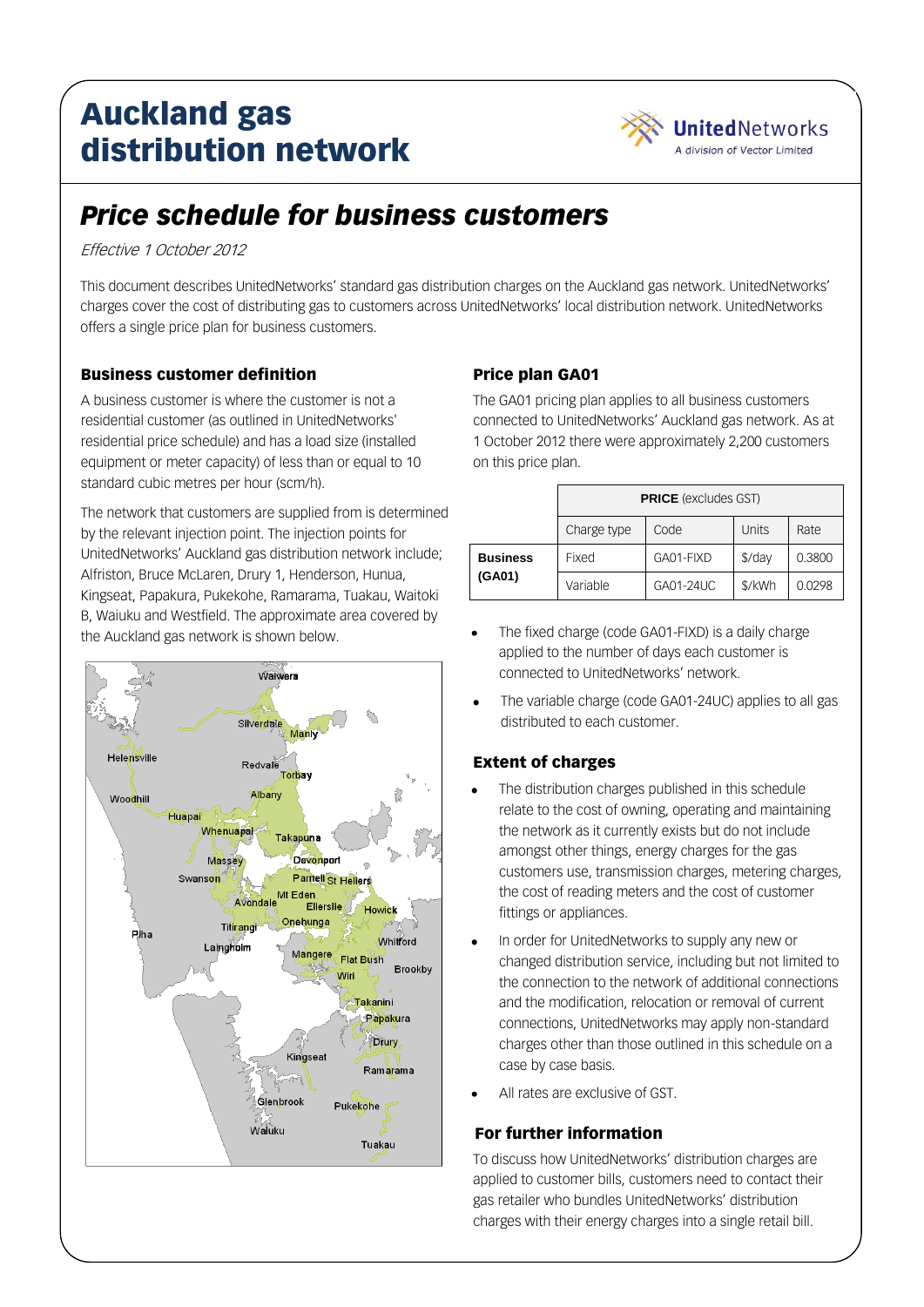# Auckland gas distribution network

UnitedNetworks
A division of Vector Limited

## *Price schedule for business customers*

*Effective 1 October 2012*

This document describes UnitedNetworks' standard gas distribution charges on the Auckland gas network. UnitedNetworks' charges cover the cost of distributing gas to customers across UnitedNetworks' local distribution network. UnitedNetworks offers a single price plan for business customers.

### Business customer definition

A business customer is where the customer is not a residential customer (as outlined in UnitedNetworks' residential price schedule) and has a load size (installed equipment or meter capacity) of less than or equal to 10 standard cubic metres per hour (scm/h).

The network that customers are supplied from is determined by the relevant injection point. The injection points for UnitedNetworks' Auckland gas distribution network include; Alfriston, Bruce McLaren, Drury 1, Henderson, Hunua, Kingseat, Papakura, Pukekohe, Ramarama, Tuakau, Waitoki B, Waiuku and Westfield. The approximate area covered by the Auckland gas network is shown below.

Waiwera
Silverdale
Manly
Helensville
Redvale
Torbay
Albany
Woodhill
Huapai
Whenuapai
Takapuna
Massey
Devonport
Swanson
Parnell
St Heliers
Mt Eden
Avondale
Ellerslie
Howick
Titirangi
Onehunga
Piha
Laingholm
Whitford
Mangere
Flat Bush
Brookby
Wiri
Takanini
Papakura
Drury
Kingseat
Ramarama
Glenbrook
Pukekohe
Waiuku
Tuakau

### Price plan GA01

The GA01 pricing plan applies to all business customers connected to UnitedNetworks' Auckland gas network. As at 1 October 2012 there were approximately 2,200 customers on this price plan.

| | **PRICE** (excludes GST) | | | |
|---|---|---|---|---|
| | Charge type | Code | Units | Rate |
| **Business (GA01)** | Fixed | GA01-FIXD | $/day | 0.3800 |
| | Variable | GA01-24UC | $/kWh | 0.0298 |

- The fixed charge (code GA01-FIXD) is a daily charge applied to the number of days each customer is connected to UnitedNetworks' network.
- The variable charge (code GA01-24UC) applies to all gas distributed to each customer.

### Extent of charges

- The distribution charges published in this schedule relate to the cost of owning, operating and maintaining the network as it currently exists but do not include amongst other things, energy charges for the gas customers use, transmission charges, metering charges, the cost of reading meters and the cost of customer fittings or appliances.
- In order for UnitedNetworks to supply any new or changed distribution service, including but not limited to the connection to the network of additional connections and the modification, relocation or removal of current connections, UnitedNetworks may apply non-standard charges other than those outlined in this schedule on a case by case basis.
- All rates are exclusive of GST.

### For further information

To discuss how UnitedNetworks' distribution charges are applied to customer bills, customers need to contact their gas retailer who bundles UnitedNetworks' distribution charges with their energy charges into a single retail bill.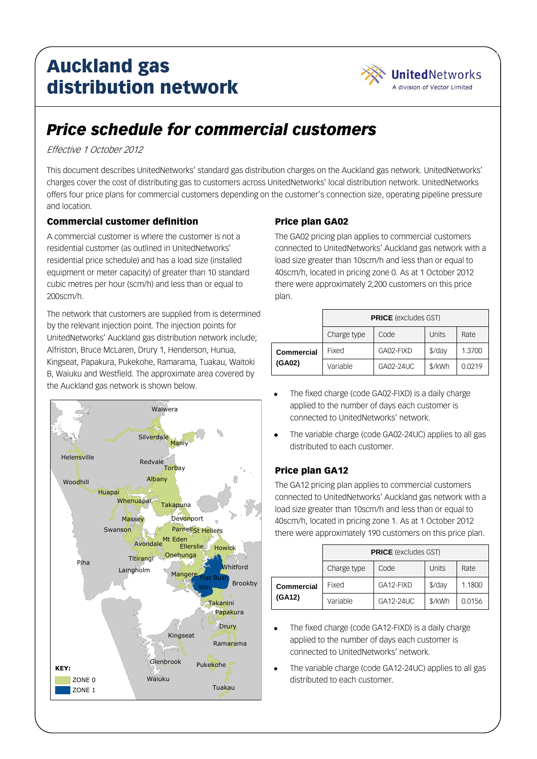# Auckland gas distribution network

UnitedNetworks
A division of Vector Limited

## Price schedule for commercial customers

*Effective 1 October 2012*

This document describes UnitedNetworks' standard gas distribution charges on the Auckland gas network. UnitedNetworks' charges cover the cost of distributing gas to customers across UnitedNetworks' local distribution network. UnitedNetworks offers four price plans for commercial customers depending on the customer's connection size, operating pipeline pressure and location.

### Commercial customer definition

A commercial customer is where the customer is not a residential customer (as outlined in UnitedNetworks' residential price schedule) and has a load size (installed equipment or meter capacity) of greater than 10 standard cubic metres per hour (scm/h) and less than or equal to 200scm/h.

The network that customers are supplied from is determined by the relevant injection point. The injection points for UnitedNetworks' Auckland gas distribution network include; Alfriston, Bruce McLaren, Drury 1, Henderson, Hunua, Kingseat, Papakura, Pukekohe, Ramarama, Tuakau, Waitoki B, Waiuku and Westfield. The approximate area covered by the Auckland gas network is shown below.

Waiwera
Silverdale
Manly
Helensville
Redvale
Torbay
Albany
Woodhill
Huapai
Whenuapai
Takapuna
Massey
Devonport
Swanson
Parnell
St Heliers
Mt Eden
Avondale
Ellerslie
Howick
Onehunga
Titirangi
Piha
Whitford
Laingholm
Mangere
Flat Bush
Brookby
Wiri
Takanini
Papakura
Drury
Kingseat
Ramarama
Glenbrook
Pukekohe
Waiuku
Tuakau
KEY:
ZONE 0
ZONE 1

### Price plan GA02

The GA02 pricing plan applies to commercial customers connected to UnitedNetworks' Auckland gas network with a load size greater than 10scm/h and less than or equal to 40scm/h, located in pricing zone 0. As at 1 October 2012 there were approximately 2,200 customers on this price plan.

| | **PRICE** (excludes GST) | | | |
|---|---|---|---|---|
| | Charge type | Code | Units | Rate |
| **Commercial (GA02)** | Fixed | GA02-FIXD | $/day | 1.3700 |
| | Variable | GA02-24UC | $/kWh | 0.0219 |

- The fixed charge (code GA02-FIXD) is a daily charge applied to the number of days each customer is connected to UnitedNetworks' network.
- The variable charge (code GA02-24UC) applies to all gas distributed to each customer.

### Price plan GA12

The GA12 pricing plan applies to commercial customers connected to UnitedNetworks' Auckland gas network with a load size greater than 10scm/h and less than or equal to 40scm/h, located in pricing zone 1. As at 1 October 2012 there were approximately 190 customers on this price plan.

| | **PRICE** (excludes GST) | | | |
|---|---|---|---|---|
| | Charge type | Code | Units | Rate |
| **Commercial (GA12)** | Fixed | GA12-FIXD | $/day | 1.1800 |
| | Variable | GA12-24UC | $/kWh | 0.0156 |

- The fixed charge (code GA12-FIXD) is a daily charge applied to the number of days each customer is connected to UnitedNetworks' network.
- The variable charge (code GA12-24UC) applies to all gas distributed to each customer.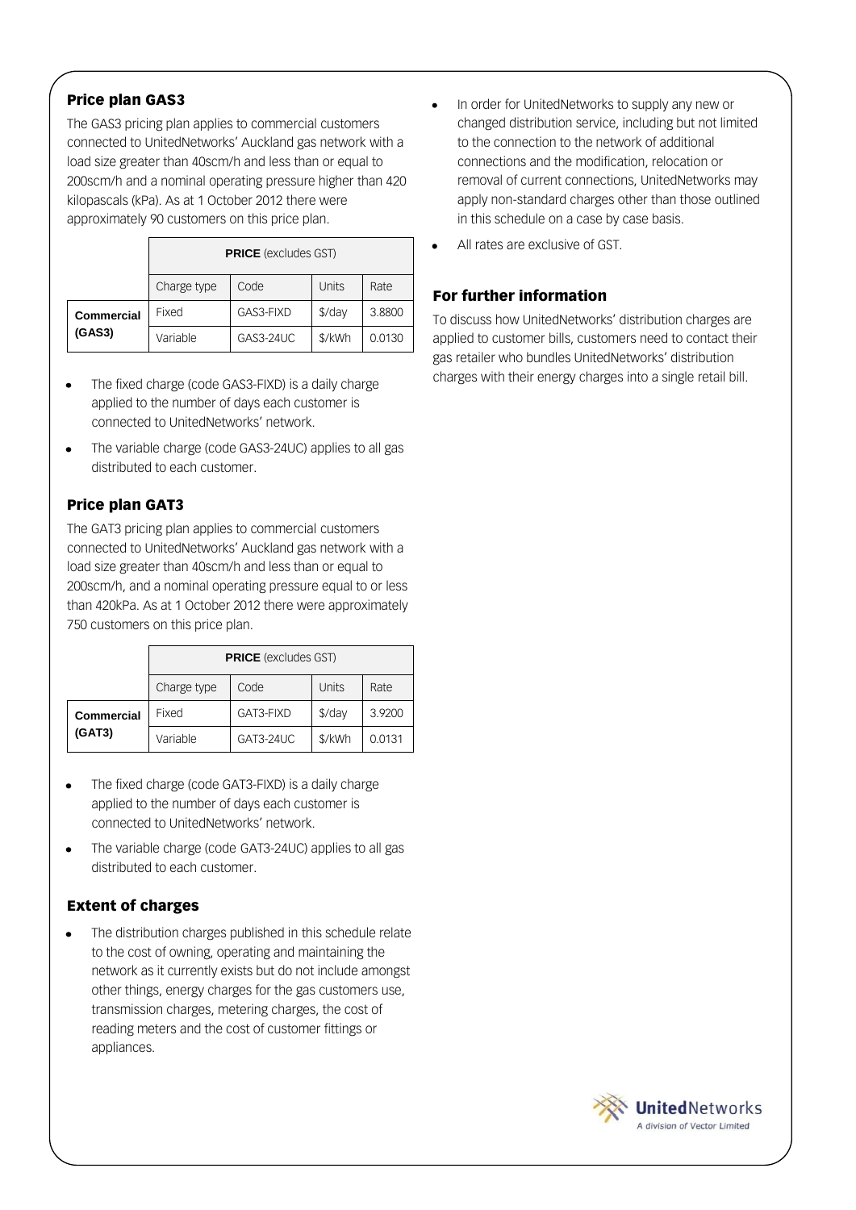## Price plan GAS3

The GAS3 pricing plan applies to commercial customers connected to UnitedNetworks' Auckland gas network with a load size greater than 40scm/h and less than or equal to 200scm/h and a nominal operating pressure higher than 420 kilopascals (kPa). As at 1 October 2012 there were approximately 90 customers on this price plan.

| | **PRICE** (excludes GST) | | | |
|---|---|---|---|---|
| | Charge type | Code | Units | Rate |
| **Commercial (GAS3)** | Fixed | GAS3-FIXD | $/day | 3.8800 |
| | Variable | GAS3-24UC | $/kWh | 0.0130 |

- The fixed charge (code GAS3-FIXD) is a daily charge applied to the number of days each customer is connected to UnitedNetworks' network.
- The variable charge (code GAS3-24UC) applies to all gas distributed to each customer.

## Price plan GAT3

The GAT3 pricing plan applies to commercial customers connected to UnitedNetworks' Auckland gas network with a load size greater than 40scm/h and less than or equal to 200scm/h, and a nominal operating pressure equal to or less than 420kPa. As at 1 October 2012 there were approximately 750 customers on this price plan.

| | **PRICE** (excludes GST) | | | |
|---|---|---|---|---|
| | Charge type | Code | Units | Rate |
| **Commercial (GAT3)** | Fixed | GAT3-FIXD | $/day | 3.9200 |
| | Variable | GAT3-24UC | $/kWh | 0.0131 |

- The fixed charge (code GAT3-FIXD) is a daily charge applied to the number of days each customer is connected to UnitedNetworks' network.
- The variable charge (code GAT3-24UC) applies to all gas distributed to each customer.

## Extent of charges

- The distribution charges published in this schedule relate to the cost of owning, operating and maintaining the network as it currently exists but do not include amongst other things, energy charges for the gas customers use, transmission charges, metering charges, the cost of reading meters and the cost of customer fittings or appliances.
- In order for UnitedNetworks to supply any new or changed distribution service, including but not limited to the connection to the network of additional connections and the modification, relocation or removal of current connections, UnitedNetworks may apply non-standard charges other than those outlined in this schedule on a case by case basis.
- All rates are exclusive of GST.

## For further information

To discuss how UnitedNetworks' distribution charges are applied to customer bills, customers need to contact their gas retailer who bundles UnitedNetworks' distribution charges with their energy charges into a single retail bill.

UnitedNetworks
A division of Vector Limited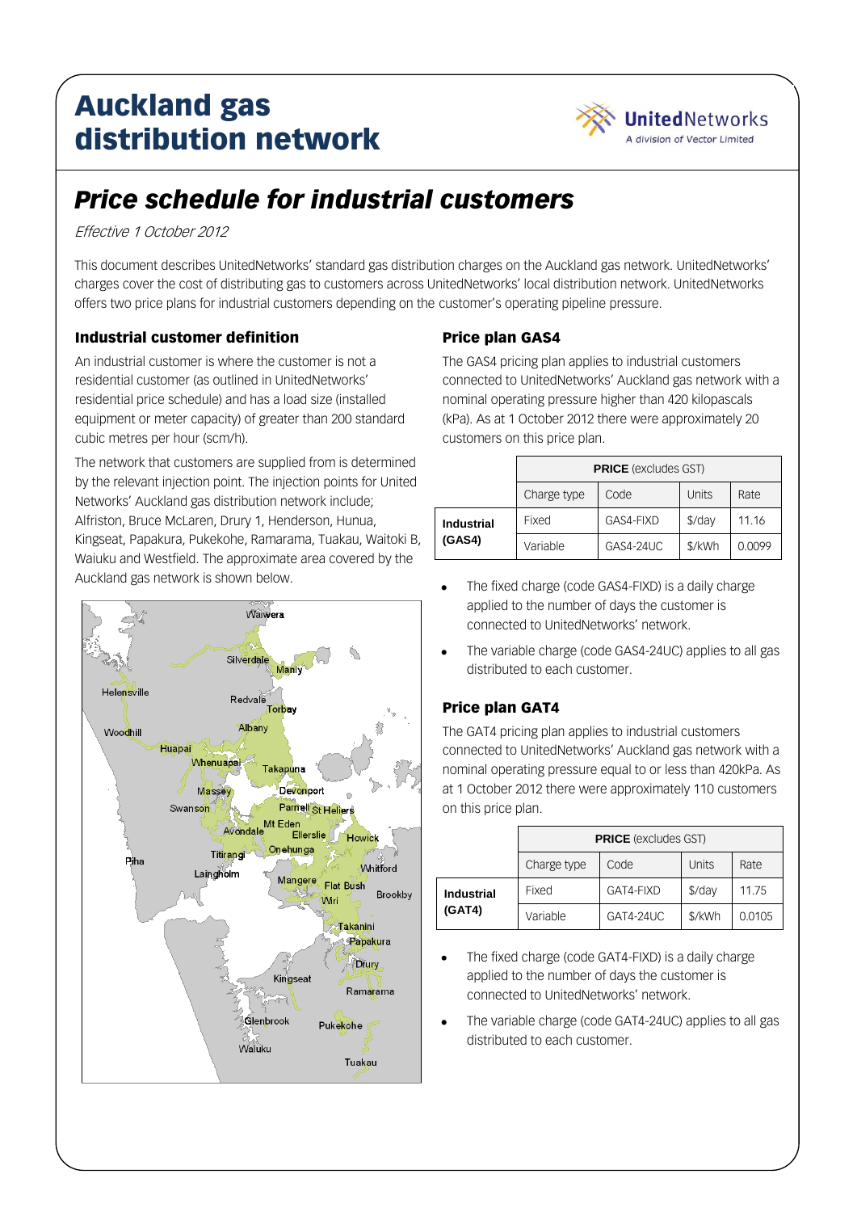# Auckland gas distribution network

UnitedNetworks
A division of Vector Limited

## Price schedule for industrial customers

*Effective 1 October 2012*

This document describes UnitedNetworks' standard gas distribution charges on the Auckland gas network. UnitedNetworks' charges cover the cost of distributing gas to customers across UnitedNetworks' local distribution network. UnitedNetworks offers two price plans for industrial customers depending on the customer's operating pipeline pressure.

### Industrial customer definition

An industrial customer is where the customer is not a residential customer (as outlined in UnitedNetworks' residential price schedule) and has a load size (installed equipment or meter capacity) of greater than 200 standard cubic metres per hour (scm/h).

The network that customers are supplied from is determined by the relevant injection point. The injection points for United Networks' Auckland gas distribution network include; Alfriston, Bruce McLaren, Drury 1, Henderson, Hunua, Kingseat, Papakura, Pukekohe, Ramarama, Tuakau, Waitoki B, Waiuku and Westfield. The approximate area covered by the Auckland gas network is shown below.

Waiwera
Silverdale
Manly
Helensville
Redvale
Torbay
Woodhill
Albany
Huapai
Whenuapai
Takapuna
Massey
Devonport
Swanson
Parnell
St Heliers
Mt Eden
Avondale
Ellerslie
Howick
Titirangi
Onehunga
Piha
Whitford
Laingholm
Mangere
Flat Bush
Wiri
Brookby
Takanini
Papakura
Drury
Kingseat
Ramarama
Glenbrook
Pukekohe
Waiuku
Tuakau

### Price plan GAS4

The GAS4 pricing plan applies to industrial customers connected to UnitedNetworks' Auckland gas network with a nominal operating pressure higher than 420 kilopascals (kPa). As at 1 October 2012 there were approximately 20 customers on this price plan.

| | **PRICE** (excludes GST) | | | |
|---|---|---|---|---|
| | Charge type | Code | Units | Rate |
| **Industrial (GAS4)** | Fixed | GAS4-FIXD | $/day | 11.16 |
| | Variable | GAS4-24UC | $/kWh | 0.0099 |

- The fixed charge (code GAS4-FIXD) is a daily charge applied to the number of days the customer is connected to UnitedNetworks' network.
- The variable charge (code GAS4-24UC) applies to all gas distributed to each customer.

### Price plan GAT4

The GAT4 pricing plan applies to industrial customers connected to UnitedNetworks' Auckland gas network with a nominal operating pressure equal to or less than 420kPa. As at 1 October 2012 there were approximately 110 customers on this price plan.

| | **PRICE** (excludes GST) | | | |
|---|---|---|---|---|
| | Charge type | Code | Units | Rate |
| **Industrial (GAT4)** | Fixed | GAT4-FIXD | $/day | 11.75 |
| | Variable | GAT4-24UC | $/kWh | 0.0105 |

- The fixed charge (code GAT4-FIXD) is a daily charge applied to the number of days the customer is connected to UnitedNetworks' network.
- The variable charge (code GAT4-24UC) applies to all gas distributed to each customer.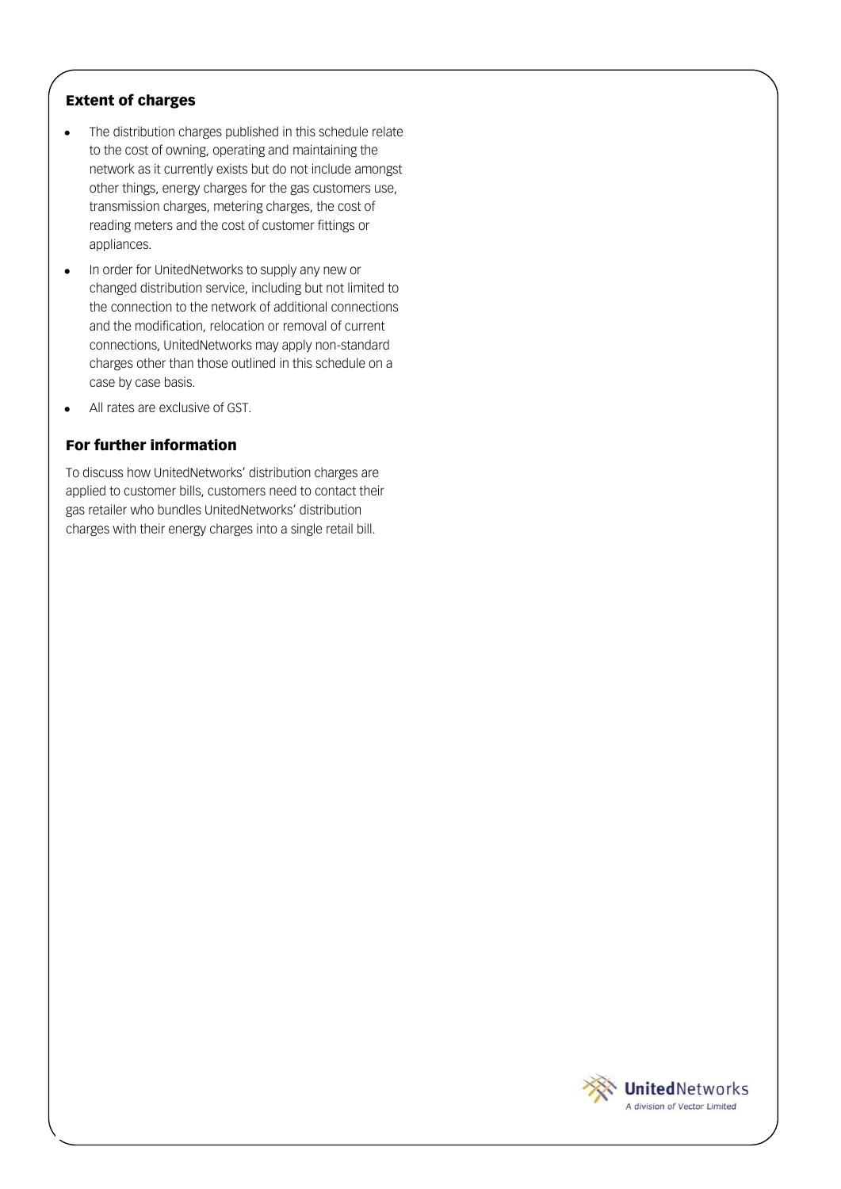## Extent of charges

- The distribution charges published in this schedule relate to the cost of owning, operating and maintaining the network as it currently exists but do not include amongst other things, energy charges for the gas customers use, transmission charges, metering charges, the cost of reading meters and the cost of customer fittings or appliances.
- In order for UnitedNetworks to supply any new or changed distribution service, including but not limited to the connection to the network of additional connections and the modification, relocation or removal of current connections, UnitedNetworks may apply non-standard charges other than those outlined in this schedule on a case by case basis.
- All rates are exclusive of GST.

## For further information

To discuss how UnitedNetworks' distribution charges are applied to customer bills, customers need to contact their gas retailer who bundles UnitedNetworks' distribution charges with their energy charges into a single retail bill.

**United**Networks
A division of Vector Limited